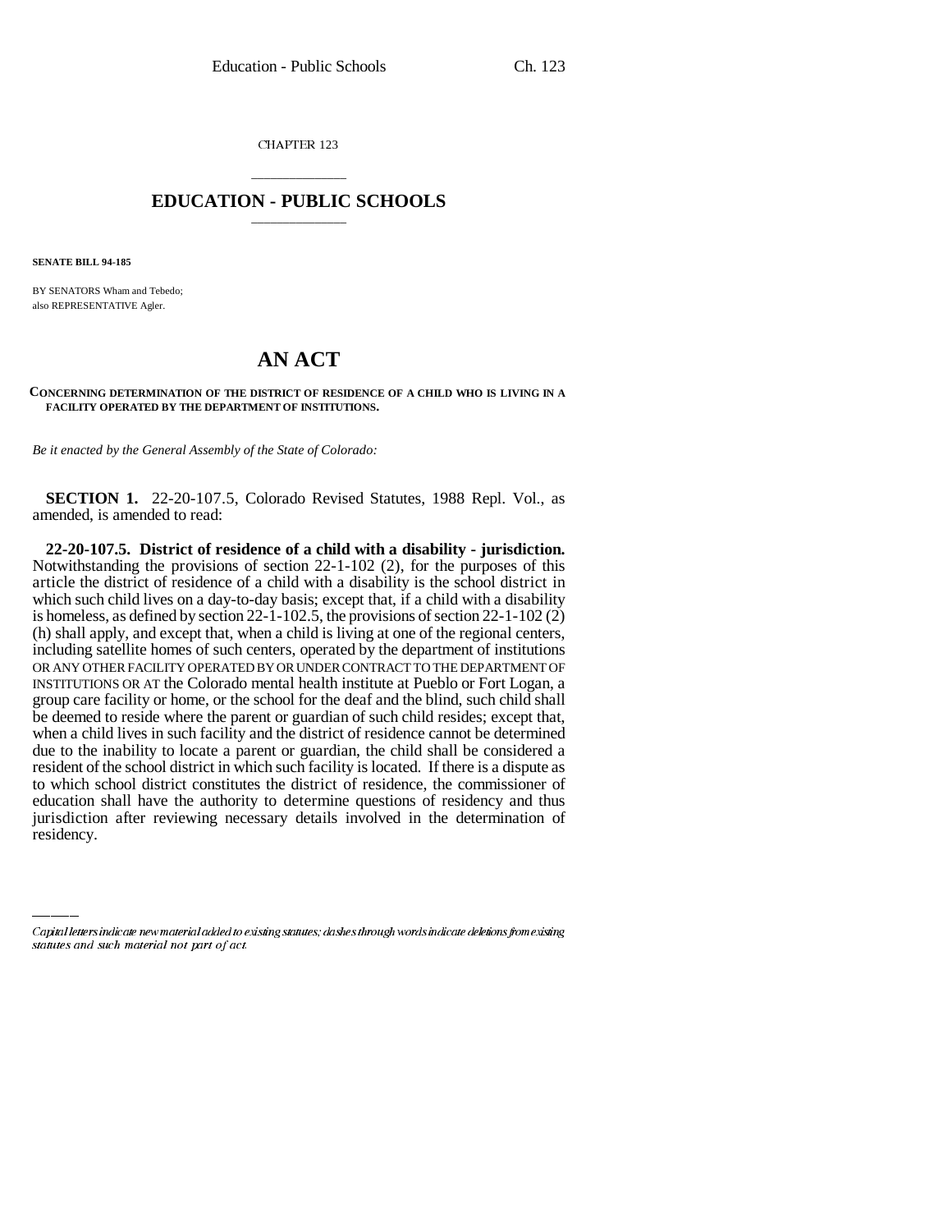CHAPTER 123

## EDUCATION - PUBLIC SCHOOLS

**SENATE BILL 94-185**

BY SENATORS Wham and Tebedo;
also REPRESENTATIVE Agler.

# AN ACT

**CONCERNING DETERMINATION OF THE DISTRICT OF RESIDENCE OF A CHILD WHO IS LIVING IN A FACILITY OPERATED BY THE DEPARTMENT OF INSTITUTIONS.**

*Be it enacted by the General Assembly of the State of Colorado:*

**SECTION 1.** 22-20-107.5, Colorado Revised Statutes, 1988 Repl. Vol., as amended, is amended to read:

**22-20-107.5. District of residence of a child with a disability - jurisdiction.** Notwithstanding the provisions of section 22-1-102 (2), for the purposes of this article the district of residence of a child with a disability is the school district in which such child lives on a day-to-day basis; except that, if a child with a disability is homeless, as defined by section 22-1-102.5, the provisions of section 22-1-102 (2) (h) shall apply, and except that, when a child is living at one of the regional centers, including satellite homes of such centers, operated by the department of institutions OR ANY OTHER FACILITY OPERATED BY OR UNDER CONTRACT TO THE DEPARTMENT OF INSTITUTIONS OR AT the Colorado mental health institute at Pueblo or Fort Logan, a group care facility or home, or the school for the deaf and the blind, such child shall be deemed to reside where the parent or guardian of such child resides; except that, when a child lives in such facility and the district of residence cannot be determined due to the inability to locate a parent or guardian, the child shall be considered a resident of the school district in which such facility is located. If there is a dispute as to which school district constitutes the district of residence, the commissioner of education shall have the authority to determine questions of residency and thus jurisdiction after reviewing necessary details involved in the determination of residency.

Capital letters indicate new material added to existing statutes; dashes through words indicate deletions from existing statutes and such material not part of act.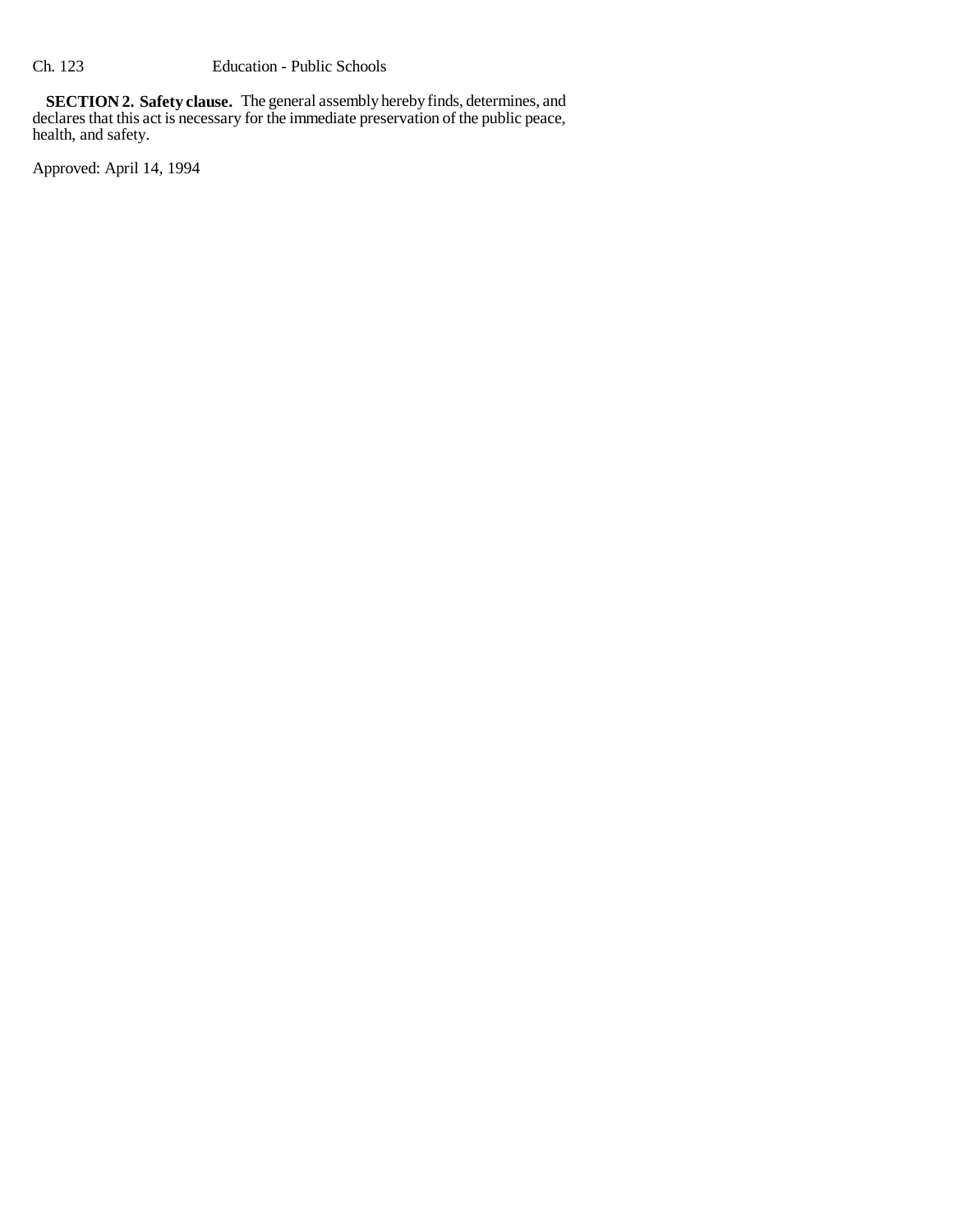**SECTION 2. Safety clause.** The general assembly hereby finds, determines, and declares that this act is necessary for the immediate preservation of the public peace, health, and safety.

Approved: April 14, 1994